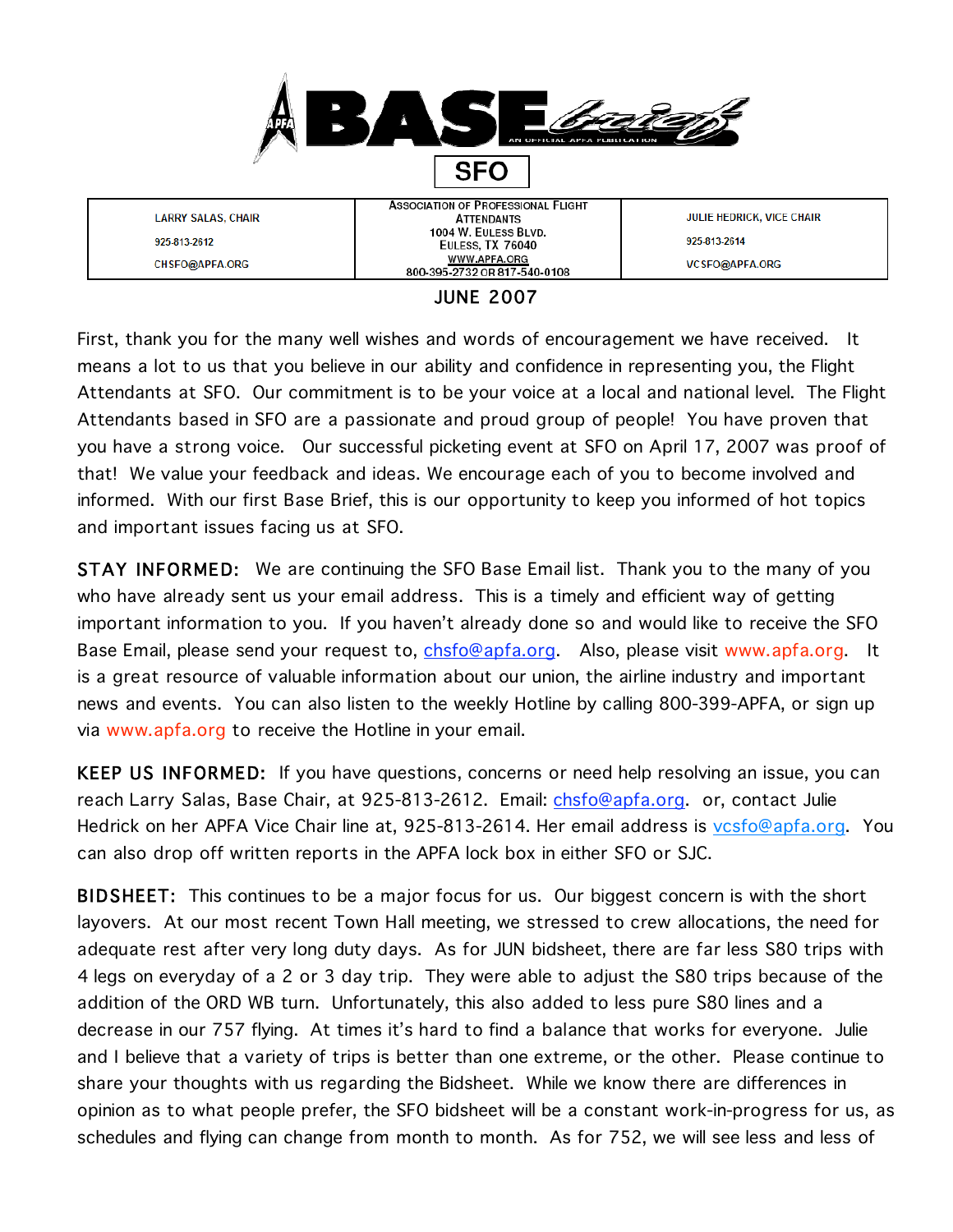# BASE *brief*

AN OFFICIAL APFA PUBLICATION

## SFO

| | | |
|---|---|---|
| LARRY SALAS, CHAIR<br>925-813-2612<br>CHSFO@APFA.ORG | ASSOCIATION OF PROFESSIONAL FLIGHT ATTENDANTS<br>1004 W. EULESS BLVD.<br>EULESS, TX 76040<br>WWW.APFA.ORG<br>800-395-2732 OR 817-540-0108 | JULIE HEDRICK, VICE CHAIR<br>925-813-2614<br>VCSFO@APFA.ORG |

JUNE 2007

First, thank you for the many well wishes and words of encouragement we have received. It means a lot to us that you believe in our ability and confidence in representing you, the Flight Attendants at SFO. Our commitment is to be your voice at a local and national level. The Flight Attendants based in SFO are a passionate and proud group of people! You have proven that you have a strong voice. Our successful picketing event at SFO on April 17, 2007 was proof of that! We value your feedback and ideas. We encourage each of you to become involved and informed. With our first Base Brief, this is our opportunity to keep you informed of hot topics and important issues facing us at SFO.

**STAY INFORMED:** We are continuing the SFO Base Email list. Thank you to the many of you who have already sent us your email address. This is a timely and efficient way of getting important information to you. If you haven't already done so and would like to receive the SFO Base Email, please send your request to, chsfo@apfa.org. Also, please visit www.apfa.org. It is a great resource of valuable information about our union, the airline industry and important news and events. You can also listen to the weekly Hotline by calling 800-399-APFA, or sign up via www.apfa.org to receive the Hotline in your email.

**KEEP US INFORMED:** If you have questions, concerns or need help resolving an issue, you can reach Larry Salas, Base Chair, at 925-813-2612. Email: chsfo@apfa.org. or, contact Julie Hedrick on her APFA Vice Chair line at, 925-813-2614. Her email address is vcsfo@apfa.org. You can also drop off written reports in the APFA lock box in either SFO or SJC.

**BIDSHEET:** This continues to be a major focus for us. Our biggest concern is with the short layovers. At our most recent Town Hall meeting, we stressed to crew allocations, the need for adequate rest after very long duty days. As for JUN bidsheet, there are far less S80 trips with 4 legs on everyday of a 2 or 3 day trip. They were able to adjust the S80 trips because of the addition of the ORD WB turn. Unfortunately, this also added to less pure S80 lines and a decrease in our 757 flying. At times it's hard to find a balance that works for everyone. Julie and I believe that a variety of trips is better than one extreme, or the other. Please continue to share your thoughts with us regarding the Bidsheet. While we know there are differences in opinion as to what people prefer, the SFO bidsheet will be a constant work-in-progress for us, as schedules and flying can change from month to month. As for 752, we will see less and less of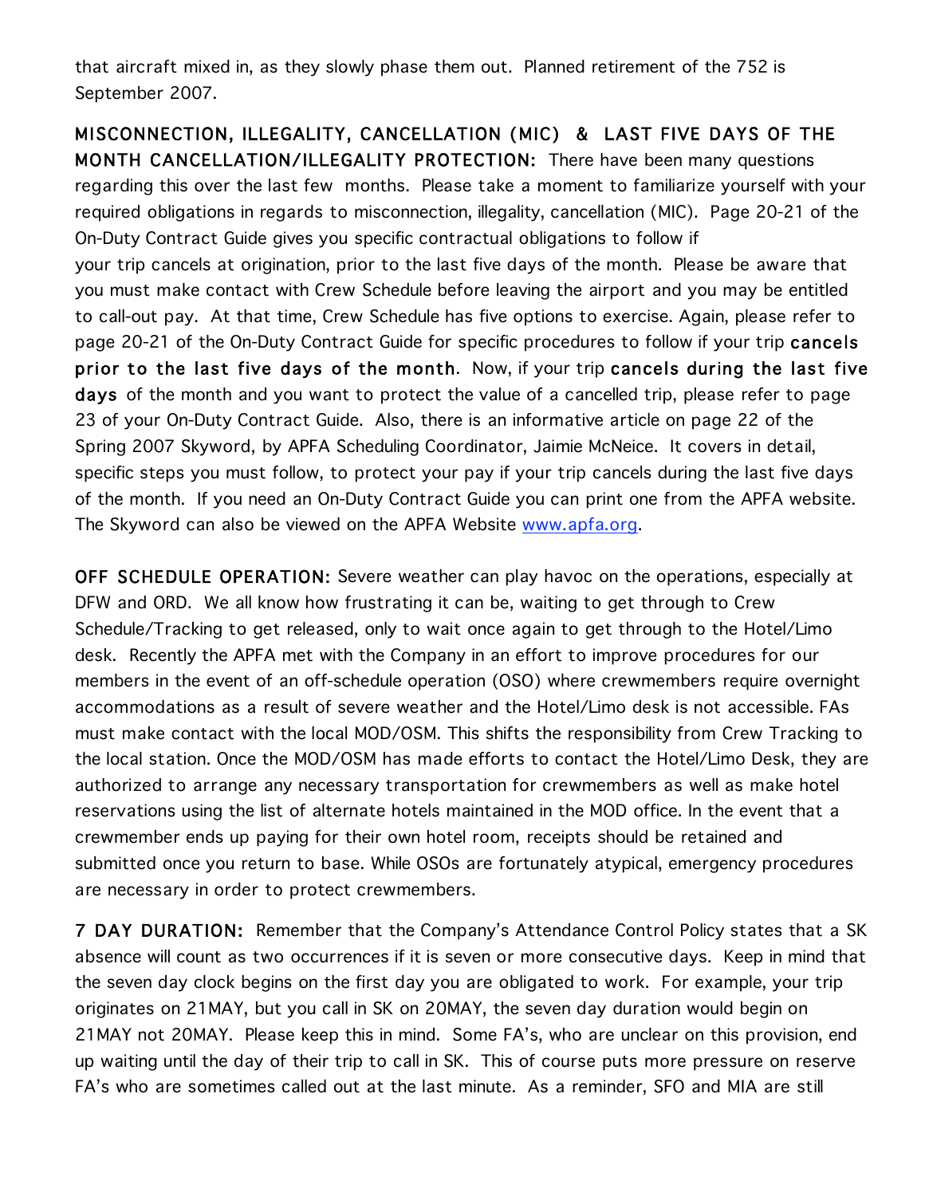that aircraft mixed in, as they slowly phase them out. Planned retirement of the 752 is September 2007.

**MISCONNECTION, ILLEGALITY, CANCELLATION (MIC) & LAST FIVE DAYS OF THE MONTH CANCELLATION/ILLEGALITY PROTECTION:** There have been many questions regarding this over the last few months. Please take a moment to familiarize yourself with your required obligations in regards to misconnection, illegality, cancellation (MIC). Page 20-21 of the On-Duty Contract Guide gives you specific contractual obligations to follow if your trip cancels at origination, prior to the last five days of the month. Please be aware that you must make contact with Crew Schedule before leaving the airport and you may be entitled to call-out pay. At that time, Crew Schedule has five options to exercise. Again, please refer to page 20-21 of the On-Duty Contract Guide for specific procedures to follow if your trip **cancels prior to the last five days of the month**. Now, if your trip **cancels during the last five days** of the month and you want to protect the value of a cancelled trip, please refer to page 23 of your On-Duty Contract Guide. Also, there is an informative article on page 22 of the Spring 2007 Skyword, by APFA Scheduling Coordinator, Jaimie McNeice. It covers in detail, specific steps you must follow, to protect your pay if your trip cancels during the last five days of the month. If you need an On-Duty Contract Guide you can print one from the APFA website. The Skyword can also be viewed on the APFA Website www.apfa.org.

**OFF SCHEDULE OPERATION:** Severe weather can play havoc on the operations, especially at DFW and ORD. We all know how frustrating it can be, waiting to get through to Crew Schedule/Tracking to get released, only to wait once again to get through to the Hotel/Limo desk. Recently the APFA met with the Company in an effort to improve procedures for our members in the event of an off-schedule operation (OSO) where crewmembers require overnight accommodations as a result of severe weather and the Hotel/Limo desk is not accessible. FAs must make contact with the local MOD/OSM. This shifts the responsibility from Crew Tracking to the local station. Once the MOD/OSM has made efforts to contact the Hotel/Limo Desk, they are authorized to arrange any necessary transportation for crewmembers as well as make hotel reservations using the list of alternate hotels maintained in the MOD office. In the event that a crewmember ends up paying for their own hotel room, receipts should be retained and submitted once you return to base. While OSOs are fortunately atypical, emergency procedures are necessary in order to protect crewmembers.

**7 DAY DURATION:** Remember that the Company's Attendance Control Policy states that a SK absence will count as two occurrences if it is seven or more consecutive days. Keep in mind that the seven day clock begins on the first day you are obligated to work. For example, your trip originates on 21MAY, but you call in SK on 20MAY, the seven day duration would begin on 21MAY not 20MAY. Please keep this in mind. Some FA's, who are unclear on this provision, end up waiting until the day of their trip to call in SK. This of course puts more pressure on reserve FA's who are sometimes called out at the last minute. As a reminder, SFO and MIA are still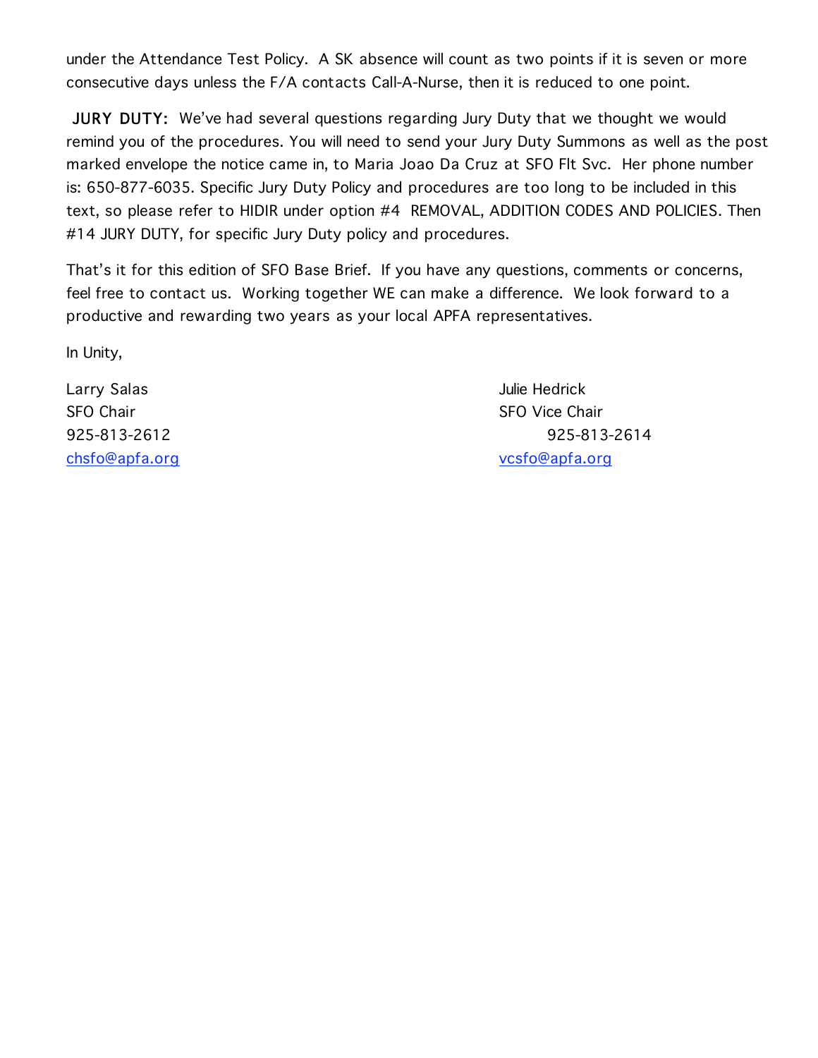under the Attendance Test Policy. A SK absence will count as two points if it is seven or more consecutive days unless the F/A contacts Call-A-Nurse, then it is reduced to one point.

**JURY DUTY:** We've had several questions regarding Jury Duty that we thought we would remind you of the procedures. You will need to send your Jury Duty Summons as well as the post marked envelope the notice came in, to Maria Joao Da Cruz at SFO Flt Svc. Her phone number is: 650-877-6035. Specific Jury Duty Policy and procedures are too long to be included in this text, so please refer to HIDIR under option #4 REMOVAL, ADDITION CODES AND POLICIES. Then #14 JURY DUTY, for specific Jury Duty policy and procedures.

That's it for this edition of SFO Base Brief. If you have any questions, comments or concerns, feel free to contact us. Working together WE can make a difference. We look forward to a productive and rewarding two years as your local APFA representatives.

In Unity,

Larry Salas
SFO Chair
925-813-2612
chsfo@apfa.org

Julie Hedrick
SFO Vice Chair
925-813-2614
vcsfo@apfa.org